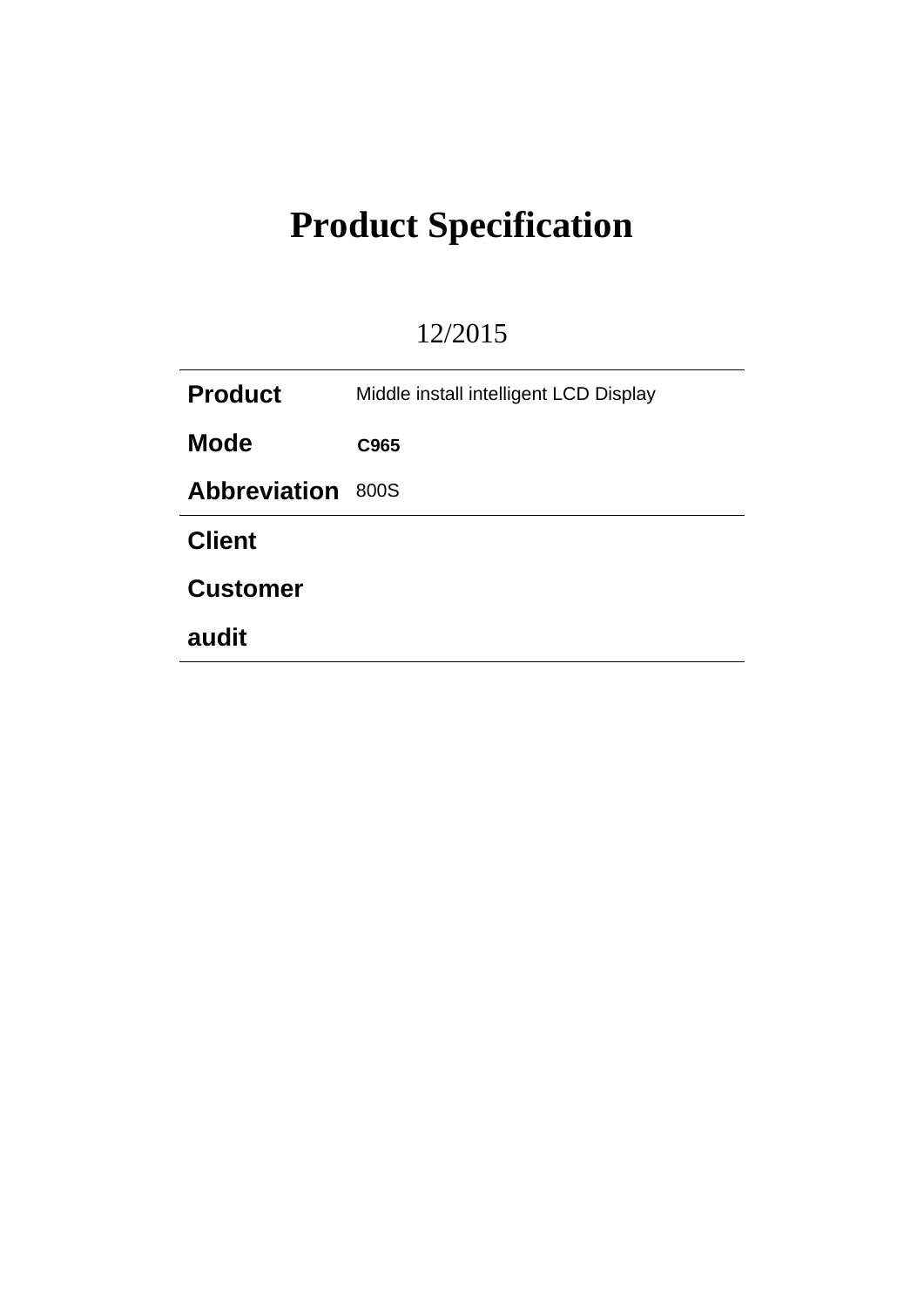# Product Specification

12/2015

| | |
|---|---|
| **Product** | Middle install intelligent LCD Display |
| **Mode** | **C965** |
| **Abbreviation** | 800S |
| **Client** | |
| **Customer** | |
| **audit** | |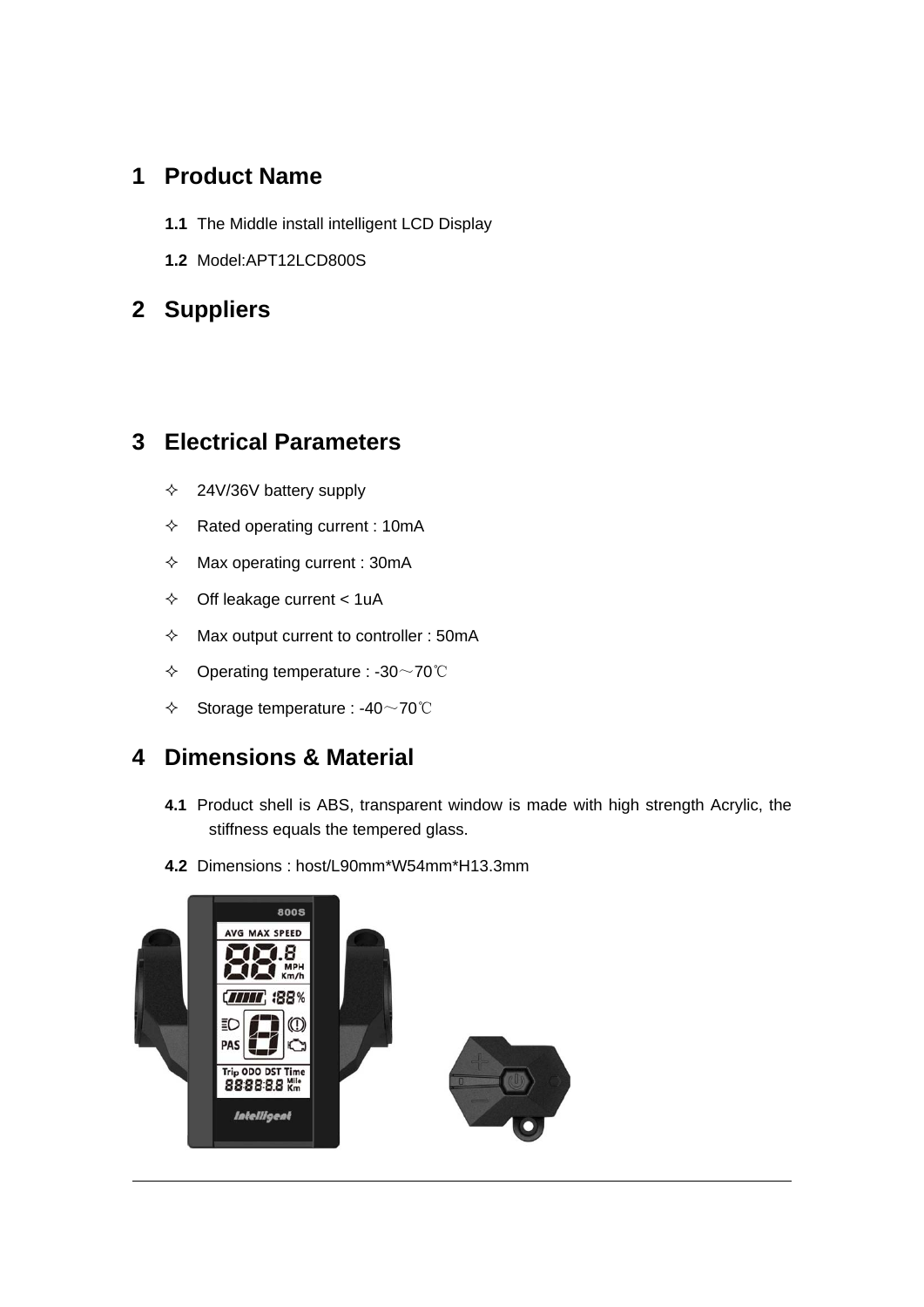# 1 Product Name

**1.1** The Middle install intelligent LCD Display

**1.2** Model:APT12LCD800S

# 2 Suppliers

# 3 Electrical Parameters

- 24V/36V battery supply
- Rated operating current : 10mA
- Max operating current : 30mA
- Off leakage current < 1uA
- Max output current to controller : 50mA
- Operating temperature : -30～70℃
- Storage temperature : -40～70℃

# 4 Dimensions & Material

**4.1** Product shell is ABS, transparent window is made with high strength Acrylic, the stiffness equals the tempered glass.

**4.2** Dimensions : host/L90mm*W54mm*H13.3mm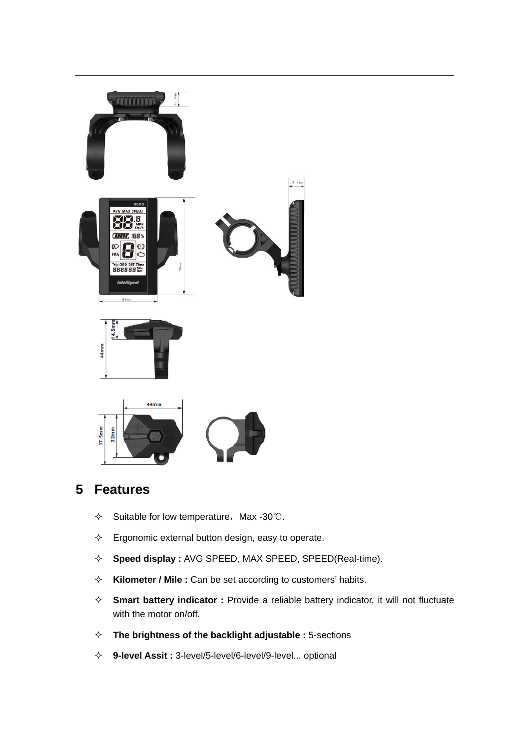## 5 Features

- ✧ Suitable for low temperature，Max -30℃.
- ✧ Ergonomic external button design, easy to operate.
- ✧ **Speed display :** AVG SPEED, MAX SPEED, SPEED(Real-time).
- ✧ **Kilometer / Mile :** Can be set according to customers' habits.
- ✧ **Smart battery indicator :** Provide a reliable battery indicator, it will not fluctuate with the motor on/off.
- ✧ **The brightness of the backlight adjustable :** 5-sections
- ✧ **9-level Assit :** 3-level/5-level/6-level/9-level... optional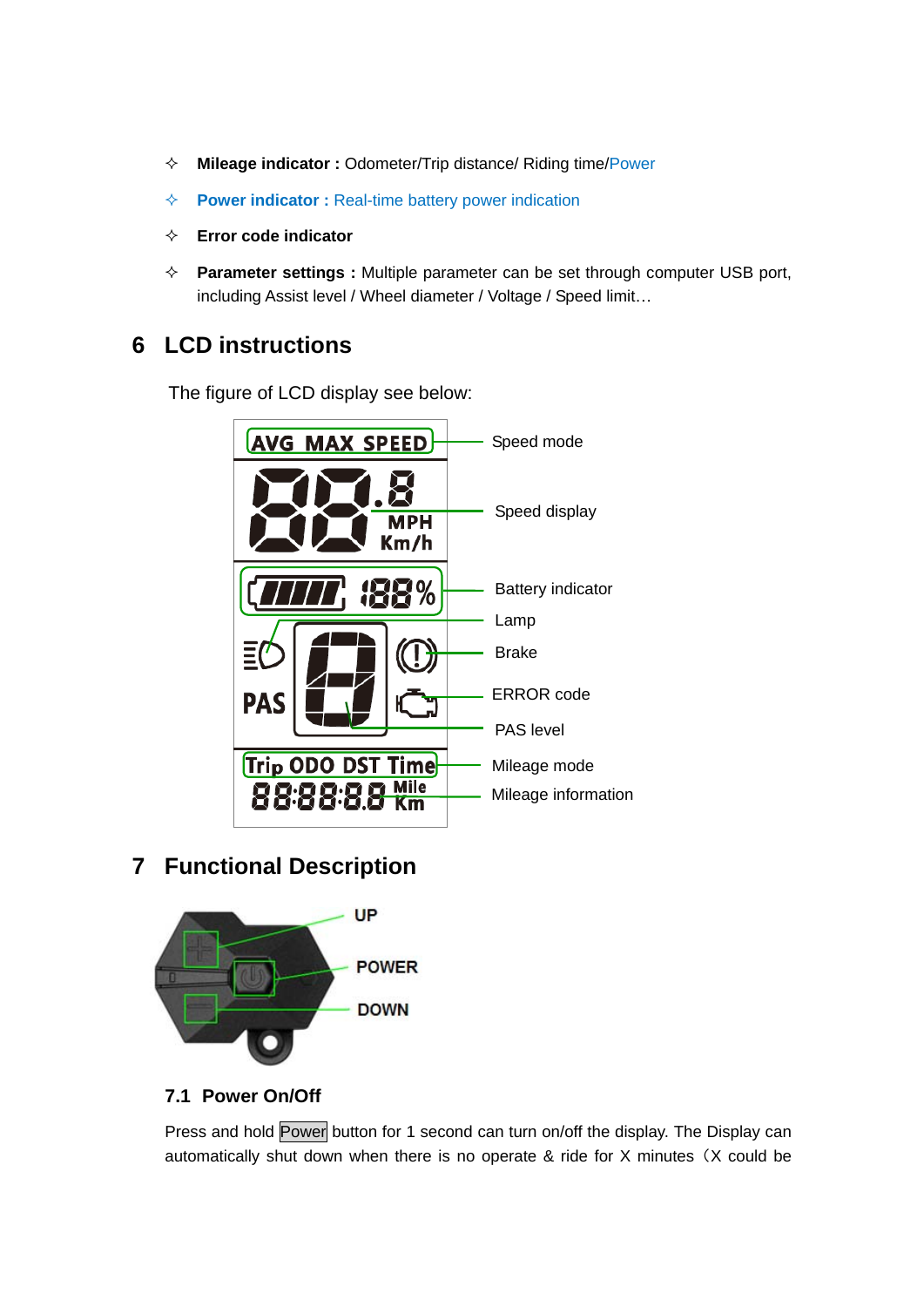- ✧ **Mileage indicator：** Odometer/Trip distance/ Riding time/Power
- ✧ **Power indicator：** Real-time battery power indication
- ✧ **Error code indicator**
- ✧ **Parameter settings：** Multiple parameter can be set through computer USB port, including Assist level / Wheel diameter / Voltage / Speed limit…

# 6 LCD instructions

The figure of LCD display see below:

# 7 Functional Description

## 7.1 Power On/Off

Press and hold Power button for 1 second can turn on/off the display. The Display can automatically shut down when there is no operate & ride for X minutes（X could be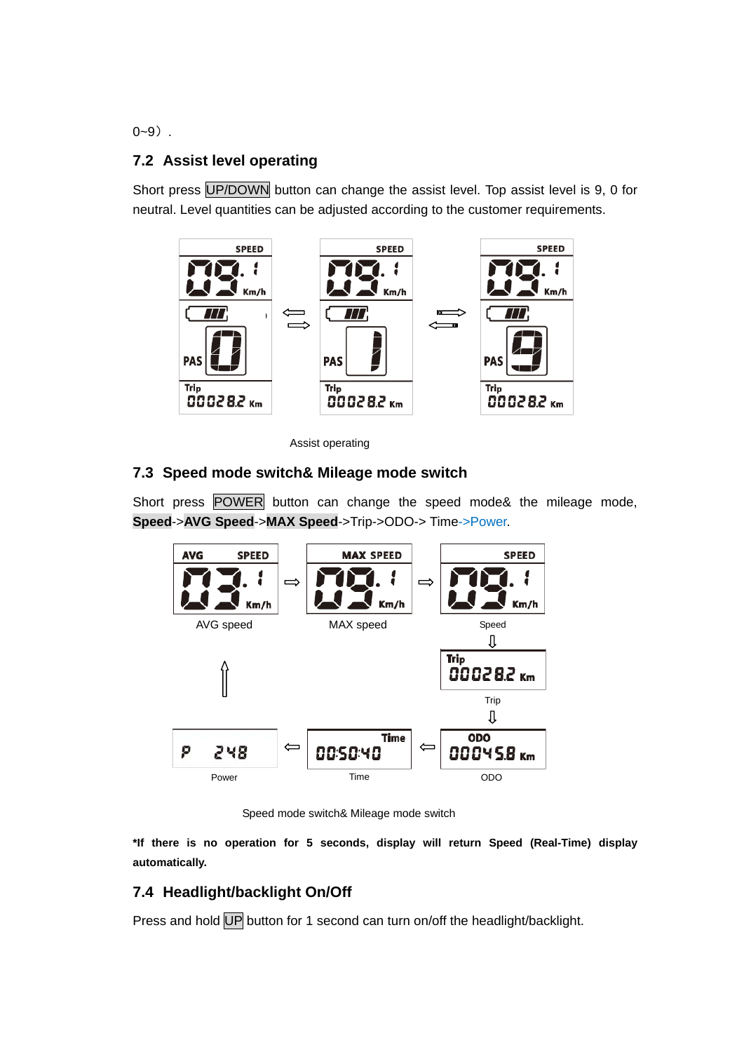0~9）.

## 7.2 Assist level operating

Short press UP/DOWN button can change the assist level. Top assist level is 9, 0 for neutral. Level quantities can be adjusted according to the customer requirements.

Assist operating

## 7.3 Speed mode switch& Mileage mode switch

Short press POWER button can change the speed mode& the mileage mode, **Speed**->**AVG Speed**->**MAX Speed**->Trip->ODO-> Time->Power.

AVG speed

MAX speed

Speed

Trip

Power

Time

ODO

Speed mode switch& Mileage mode switch

***If there is no operation for 5 seconds, display will return Speed (Real-Time) display automatically.**

## 7.4 Headlight/backlight On/Off

Press and hold UP button for 1 second can turn on/off the headlight/backlight.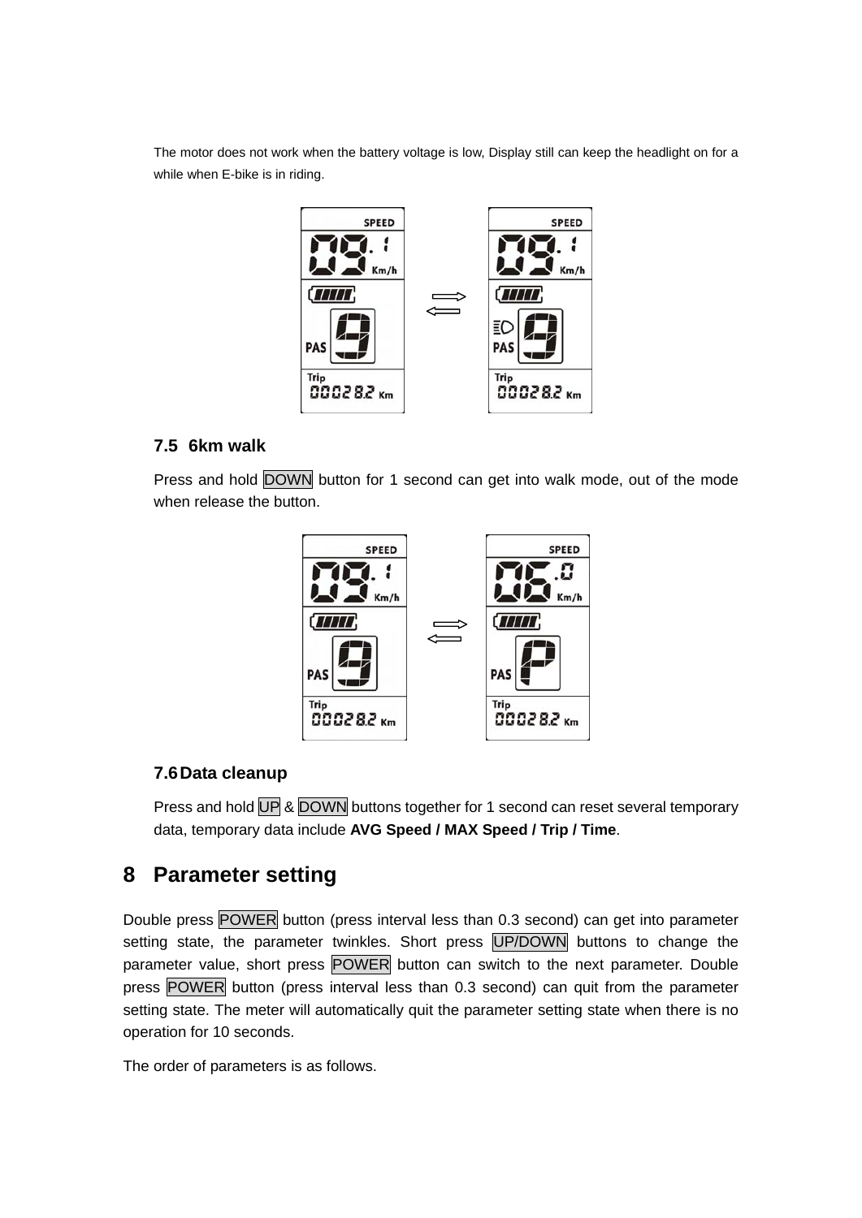The motor does not work when the battery voltage is low, Display still can keep the headlight on for a while when E-bike is in riding.

### 7.5 6km walk

Press and hold DOWN button for 1 second can get into walk mode, out of the mode when release the button.

### 7.6 Data cleanup

Press and hold UP & DOWN buttons together for 1 second can reset several temporary data, temporary data include **AVG Speed / MAX Speed / Trip / Time**.

## 8 Parameter setting

Double press POWER button (press interval less than 0.3 second) can get into parameter setting state, the parameter twinkles. Short press UP/DOWN buttons to change the parameter value, short press POWER button can switch to the next parameter. Double press POWER button (press interval less than 0.3 second) can quit from the parameter setting state. The meter will automatically quit the parameter setting state when there is no operation for 10 seconds.

The order of parameters is as follows.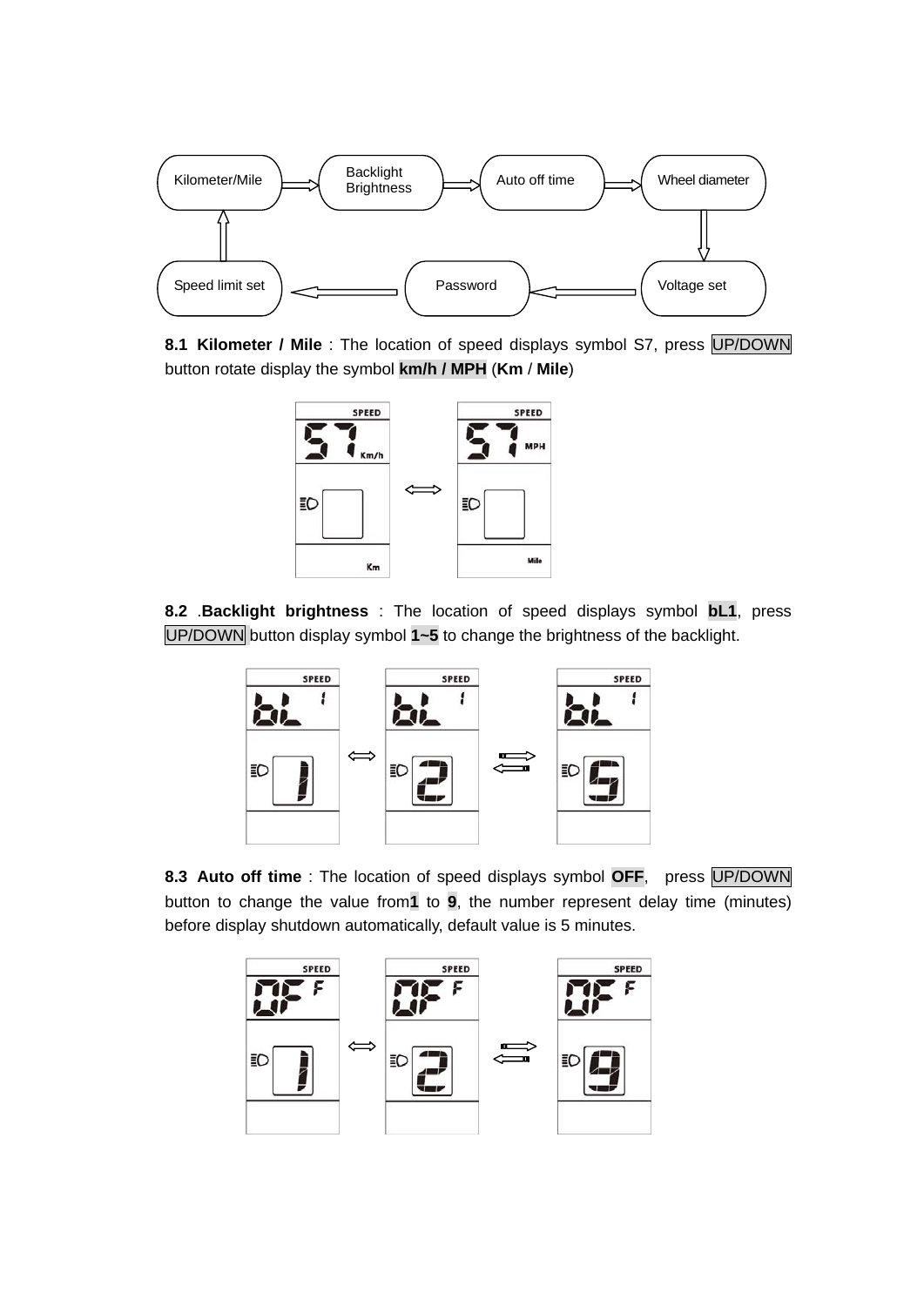Kilometer/Mile → Backlight Brightness → Auto off time → Wheel diameter → Voltage set → Password → Speed limit set → Kilometer/Mile

**8.1 Kilometer / Mile** : The location of speed displays symbol S7, press UP/DOWN button rotate display the symbol **km/h / MPH** (**Km** / **Mile**)

**8.2** .**Backlight brightness** : The location of speed displays symbol **bL1**, press UP/DOWN button display symbol **1~5** to change the brightness of the backlight.

**8.3 Auto off time** : The location of speed displays symbol **OFF**, press UP/DOWN button to change the value from**1** to **9**, the number represent delay time (minutes) before display shutdown automatically, default value is 5 minutes.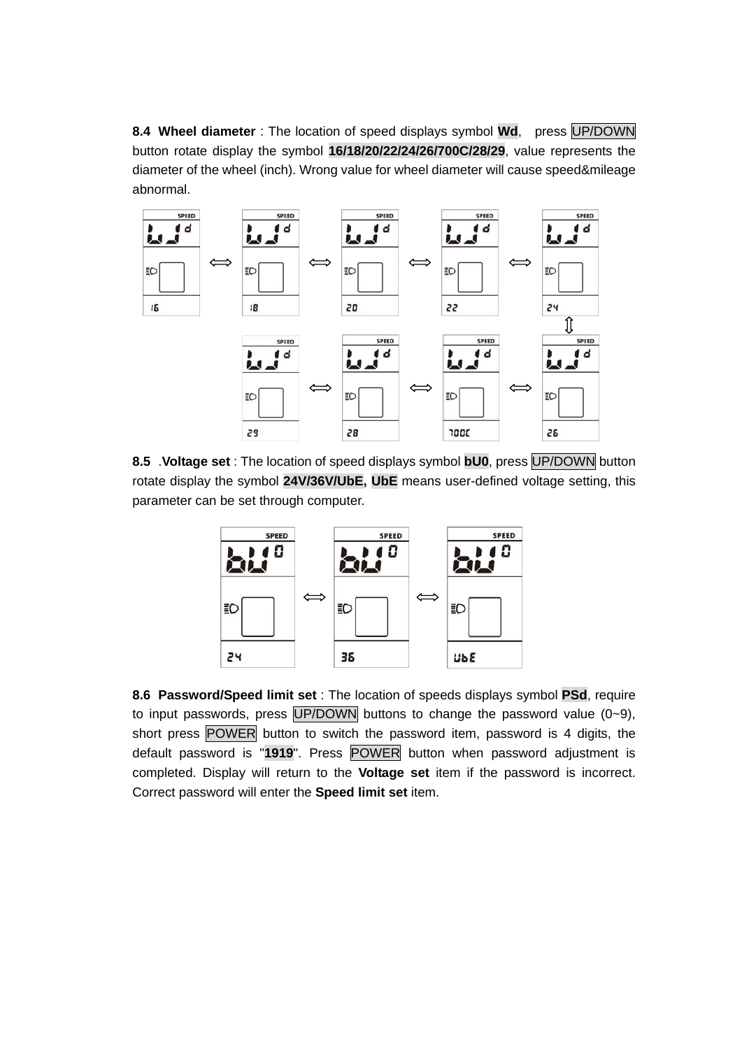**8.4 Wheel diameter** : The location of speed displays symbol **Wd**, press UP/DOWN button rotate display the symbol **16/18/20/22/24/26/700C/28/29**, value represents the diameter of the wheel (inch). Wrong value for wheel diameter will cause speed&mileage abnormal.

**8.5 .Voltage set** : The location of speed displays symbol **bU0**, press UP/DOWN button rotate display the symbol **24V/36V/UbE, UbE** means user-defined voltage setting, this parameter can be set through computer.

**8.6 Password/Speed limit set** : The location of speeds displays symbol **PSd**, require to input passwords, press UP/DOWN buttons to change the password value (0~9), short press POWER button to switch the password item, password is 4 digits, the default password is "**1919**". Press POWER button when password adjustment is completed. Display will return to the **Voltage set** item if the password is incorrect. Correct password will enter the **Speed limit set** item.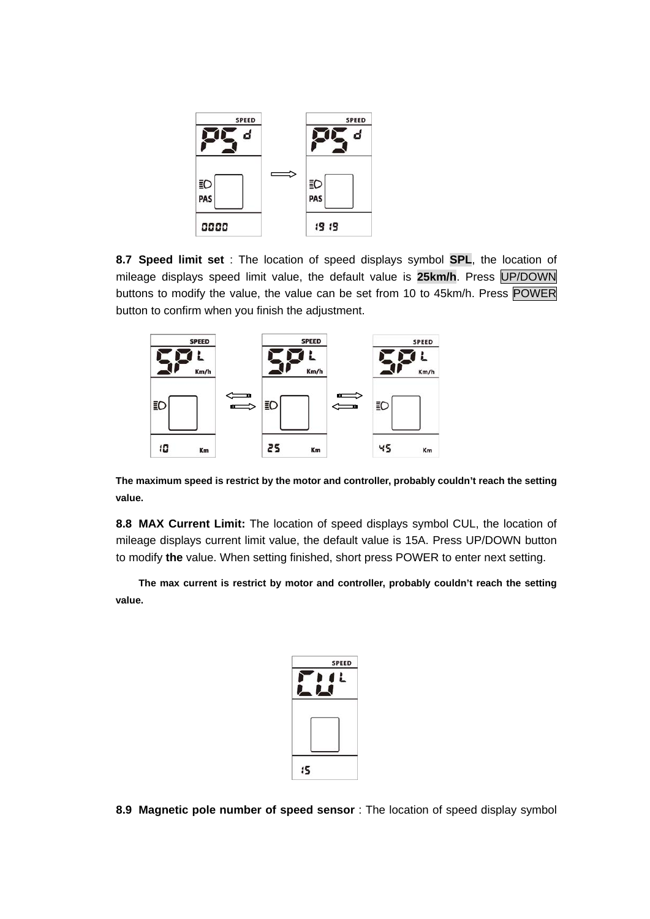**8.7 Speed limit set** : The location of speed displays symbol **SPL**, the location of mileage displays speed limit value, the default value is **25km/h**. Press UP/DOWN buttons to modify the value, the value can be set from 10 to 45km/h. Press POWER button to confirm when you finish the adjustment.

**The maximum speed is restrict by the motor and controller, probably couldn't reach the setting value.**

**8.8 MAX Current Limit:** The location of speed displays symbol CUL, the location of mileage displays current limit value, the default value is 15A. Press UP/DOWN button to modify **the** value. When setting finished, short press POWER to enter next setting.

**The max current is restrict by motor and controller, probably couldn't reach the setting value.**

**8.9 Magnetic pole number of speed sensor** : The location of speed display symbol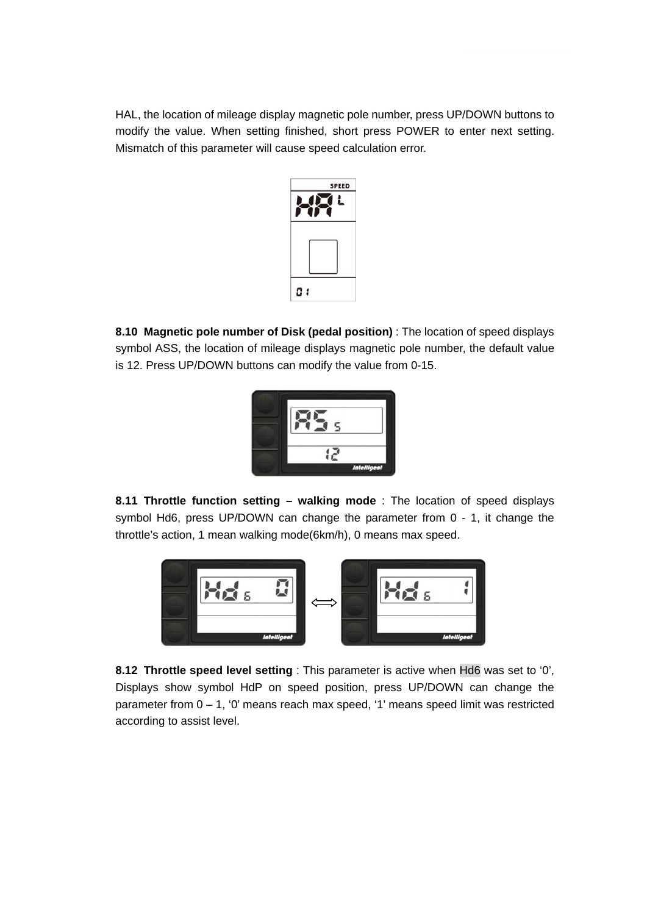HAL, the location of mileage display magnetic pole number, press UP/DOWN buttons to modify the value. When setting finished, short press POWER to enter next setting. Mismatch of this parameter will cause speed calculation error.

**8.10 Magnetic pole number of Disk (pedal position)** : The location of speed displays symbol ASS, the location of mileage displays magnetic pole number, the default value is 12. Press UP/DOWN buttons can modify the value from 0-15.

**8.11 Throttle function setting – walking mode** : The location of speed displays symbol Hd6, press UP/DOWN can change the parameter from 0 - 1, it change the throttle's action, 1 mean walking mode(6km/h), 0 means max speed.

**8.12 Throttle speed level setting** : This parameter is active when Hd6 was set to '0', Displays show symbol HdP on speed position, press UP/DOWN can change the parameter from 0 – 1, '0' means reach max speed, '1' means speed limit was restricted according to assist level.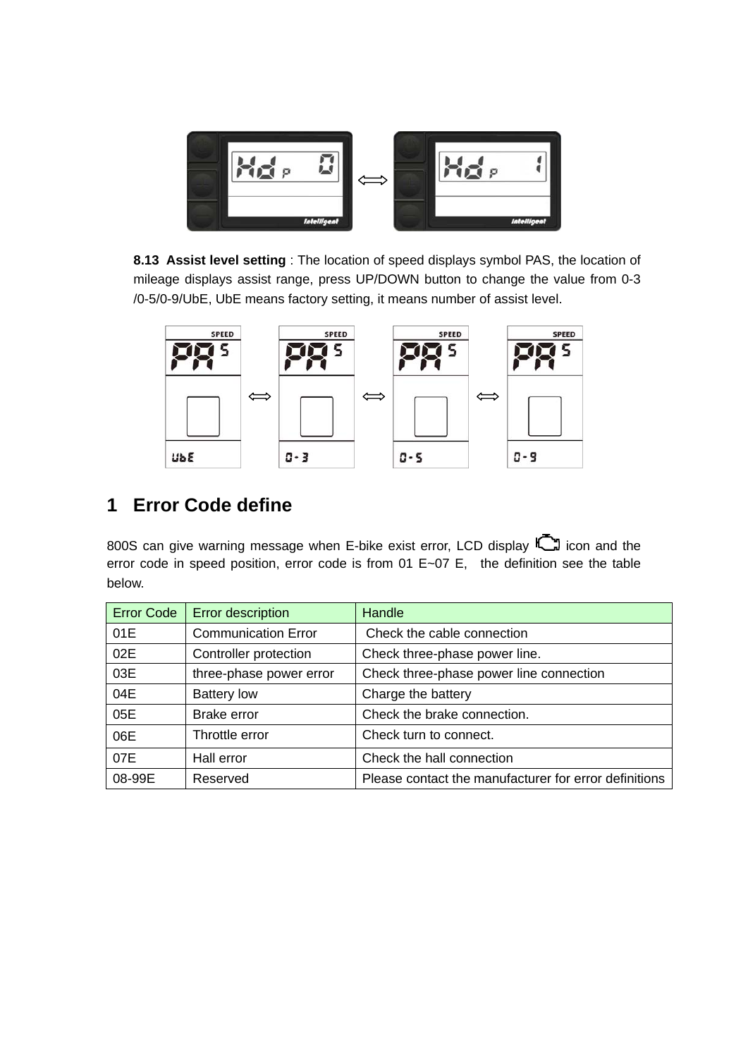**8.13 Assist level setting** : The location of speed displays symbol PAS, the location of mileage displays assist range, press UP/DOWN button to change the value from 0-3 /0-5/0-9/UbE, UbE means factory setting, it means number of assist level.

## 1 Error Code define

800S can give warning message when E-bike exist error, LCD display icon and the error code in speed position, error code is from 01 E~07 E, the definition see the table below.

| Error Code | Error description | Handle |
|---|---|---|
| 01E | Communication Error | Check the cable connection |
| 02E | Controller protection | Check three-phase power line. |
| 03E | three-phase power error | Check three-phase power line connection |
| 04E | Battery low | Charge the battery |
| 05E | Brake error | Check the brake connection. |
| 06E | Throttle error | Check turn to connect. |
| 07E | Hall error | Check the hall connection |
| 08-99E | Reserved | Please contact the manufacturer for error definitions |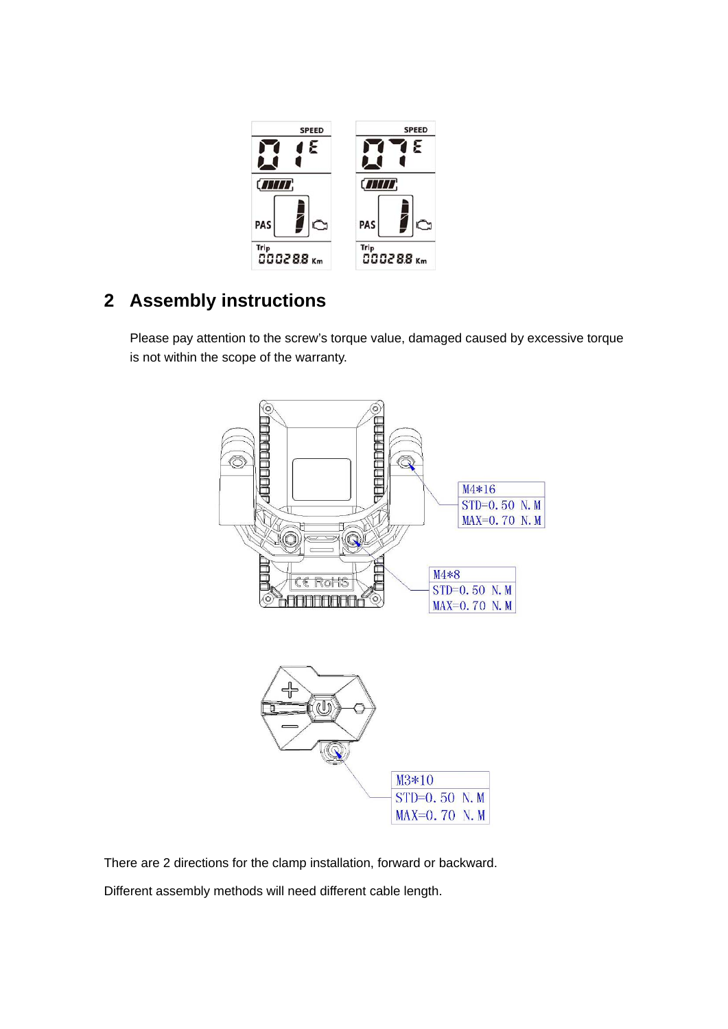## 2 Assembly instructions

Please pay attention to the screw's torque value, damaged caused by excessive torque is not within the scope of the warranty.

| M4*16 |
| --- |
| STD=0.50 N.M |
| MAX=0.70 N.M |

| M4*8 |
| --- |
| STD=0.50 N.M |
| MAX=0.70 N.M |

| M3*10 |
| --- |
| STD=0.50 N.M |
| MAX=0.70 N.M |

There are 2 directions for the clamp installation, forward or backward.

Different assembly methods will need different cable length.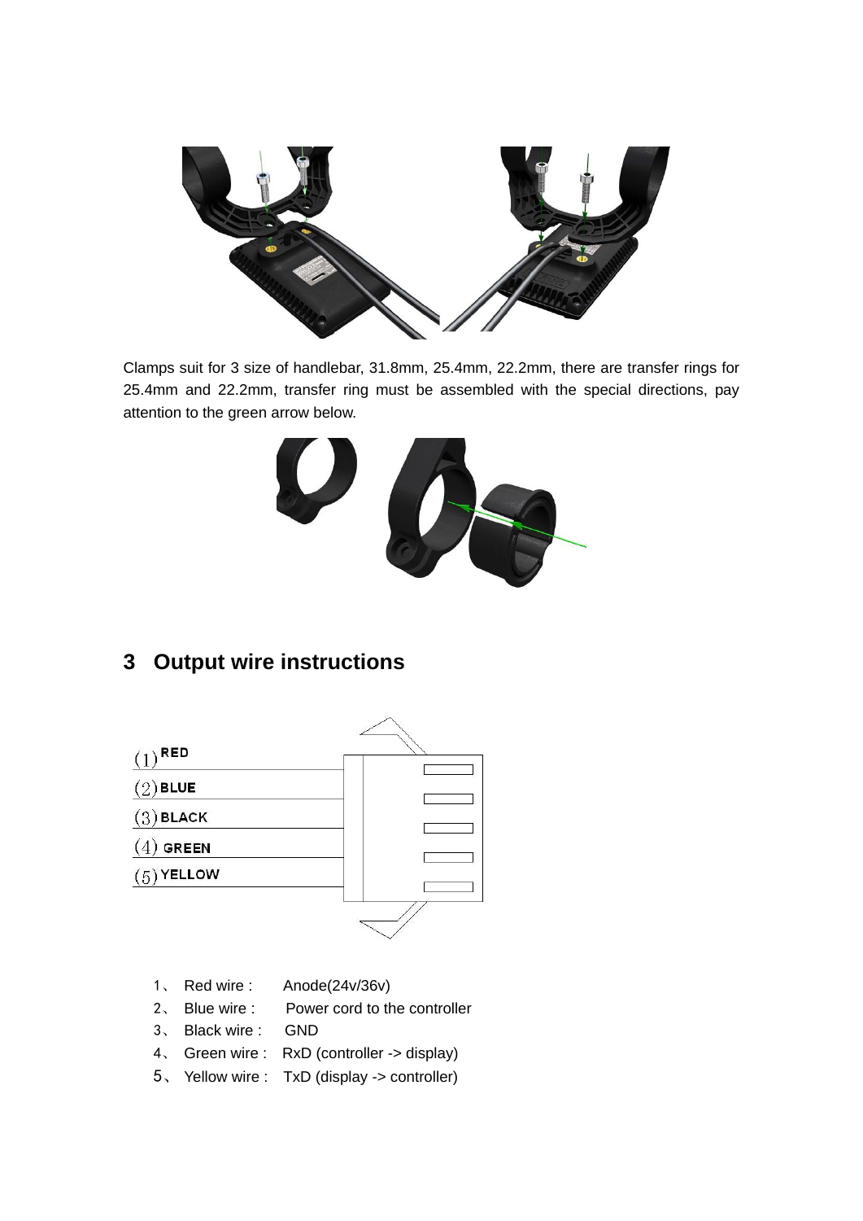Clamps suit for 3 size of handlebar, 31.8mm, 25.4mm, 22.2mm, there are transfer rings for 25.4mm and 22.2mm, transfer ring must be assembled with the special directions, pay attention to the green arrow below.

## 3 Output wire instructions

(1) RED
(2) BLUE
(3) BLACK
(4) GREEN
(5) YELLOW

1、 Red wire : Anode(24v/36v)
2、 Blue wire : Power cord to the controller
3、 Black wire : GND
4、 Green wire : RxD (controller -> display)
5、 Yellow wire : TxD (display -> controller)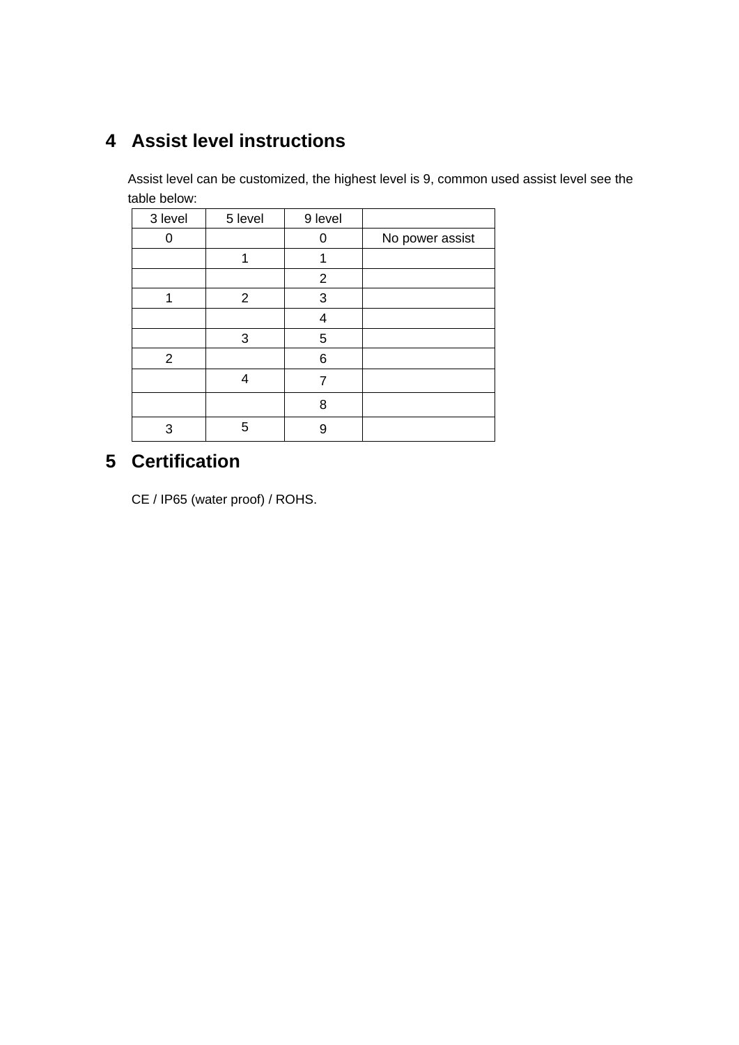## 4 Assist level instructions

Assist level can be customized, the highest level is 9, common used assist level see the table below:

| 3 level | 5 level | 9 level | |
|---|---|---|---|
| 0 | | 0 | No power assist |
| | 1 | 1 | |
| | | 2 | |
| 1 | 2 | 3 | |
| | | 4 | |
| | 3 | 5 | |
| 2 | | 6 | |
| | 4 | 7 | |
| | | 8 | |
| 3 | 5 | 9 | |

## 5 Certification

CE / IP65 (water proof) / ROHS.